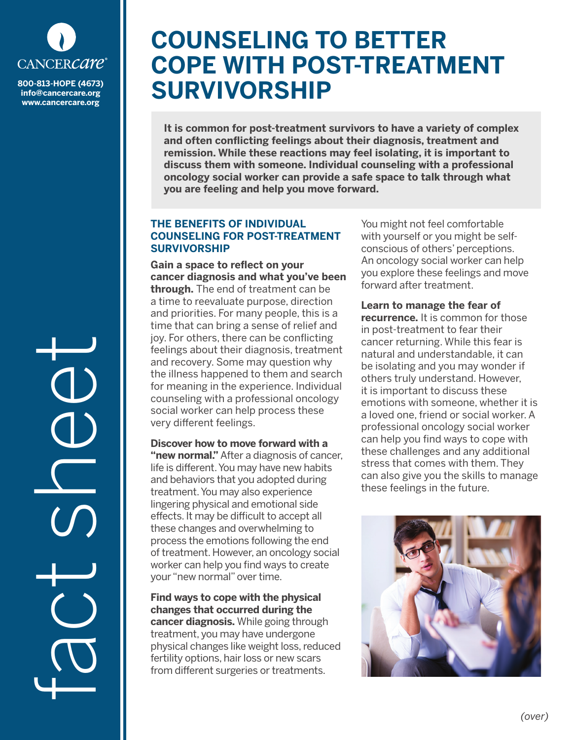CANCERcare®

800-813-HOPE (4673)
info@cancercare.org
www.cancercare.org

fact sheet

# COUNSELING TO BETTER COPE WITH POST-TREATMENT SURVIVORSHIP

**It is common for post-treatment survivors to have a variety of complex and often conflicting feelings about their diagnosis, treatment and remission. While these reactions may feel isolating, it is important to discuss them with someone. Individual counseling with a professional oncology social worker can provide a safe space to talk through what you are feeling and help you move forward.**

## THE BENEFITS OF INDIVIDUAL COUNSELING FOR POST-TREATMENT SURVIVORSHIP

**Gain a space to reflect on your cancer diagnosis and what you've been through.** The end of treatment can be a time to reevaluate purpose, direction and priorities. For many people, this is a time that can bring a sense of relief and joy. For others, there can be conflicting feelings about their diagnosis, treatment and recovery. Some may question why the illness happened to them and search for meaning in the experience. Individual counseling with a professional oncology social worker can help process these very different feelings.

**Discover how to move forward with a "new normal."** After a diagnosis of cancer, life is different. You may have new habits and behaviors that you adopted during treatment. You may also experience lingering physical and emotional side effects. It may be difficult to accept all these changes and overwhelming to process the emotions following the end of treatment. However, an oncology social worker can help you find ways to create your "new normal" over time.

**Find ways to cope with the physical changes that occurred during the cancer diagnosis.** While going through treatment, you may have undergone physical changes like weight loss, reduced fertility options, hair loss or new scars from different surgeries or treatments. You might not feel comfortable with yourself or you might be self-conscious of others' perceptions. An oncology social worker can help you explore these feelings and move forward after treatment.

**Learn to manage the fear of recurrence.** It is common for those in post-treatment to fear their cancer returning. While this fear is natural and understandable, it can be isolating and you may wonder if others truly understand. However, it is important to discuss these emotions with someone, whether it is a loved one, friend or social worker. A professional oncology social worker can help you find ways to cope with these challenges and any additional stress that comes with them. They can also give you the skills to manage these feelings in the future.

*(over)*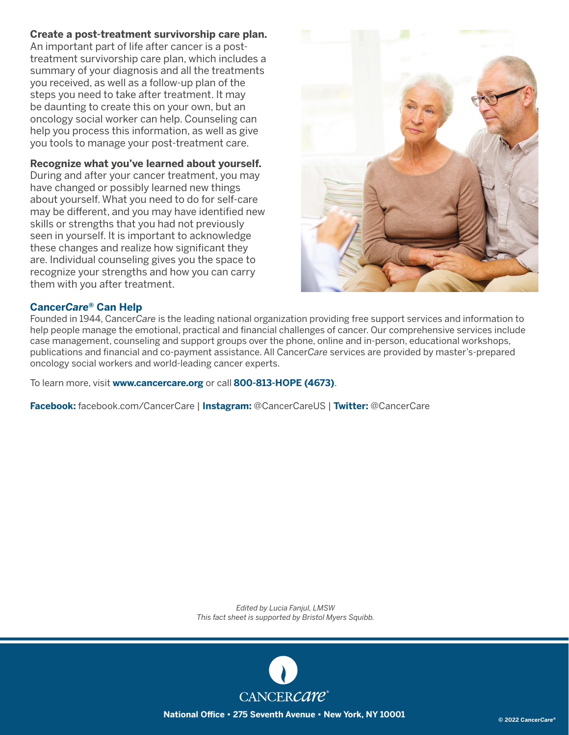**Create a post-treatment survivorship care plan.** An important part of life after cancer is a post-treatment survivorship care plan, which includes a summary of your diagnosis and all the treatments you received, as well as a follow-up plan of the steps you need to take after treatment. It may be daunting to create this on your own, but an oncology social worker can help. Counseling can help you process this information, as well as give you tools to manage your post-treatment care.

**Recognize what you've learned about yourself.** During and after your cancer treatment, you may have changed or possibly learned new things about yourself. What you need to do for self-care may be different, and you may have identified new skills or strengths that you had not previously seen in yourself. It is important to acknowledge these changes and realize how significant they are. Individual counseling gives you the space to recognize your strengths and how you can carry them with you after treatment.

## Cancer*Care*® Can Help

Founded in 1944, Cancer*Care* is the leading national organization providing free support services and information to help people manage the emotional, practical and financial challenges of cancer. Our comprehensive services include case management, counseling and support groups over the phone, online and in-person, educational workshops, publications and financial and co-payment assistance. All Cancer*Care* services are provided by master's-prepared oncology social workers and world-leading cancer experts.

To learn more, visit **www.cancercare.org** or call **800-813-HOPE (4673)**.

**Facebook:** facebook.com/CancerCare | **Instagram:** @CancerCareUS | **Twitter:** @CancerCare

*Edited by Lucia Fanjul, LMSW*
*This fact sheet is supported by Bristol Myers Squibb.*

CANCER*care*®

**National Office • 275 Seventh Avenue • New York, NY 10001**

© 2022 CancerCare®